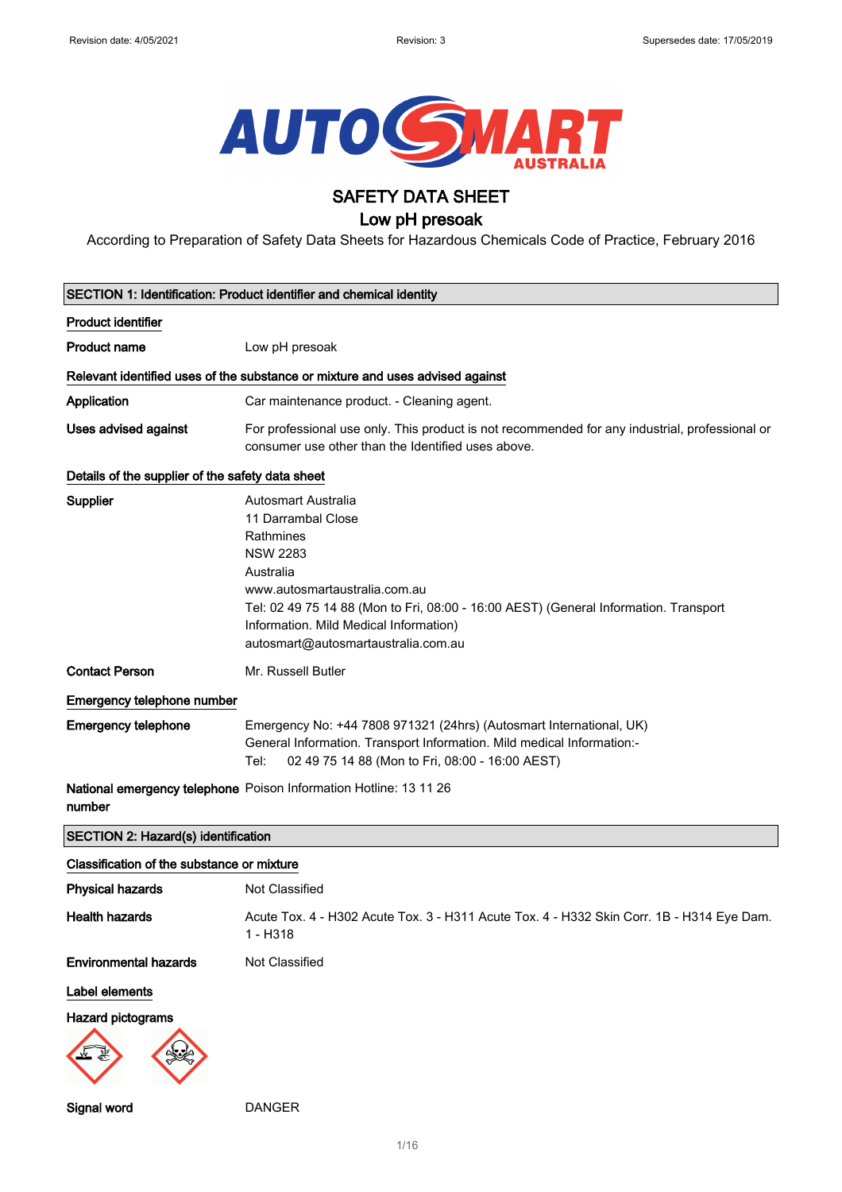Revision date: 4/05/2021 | Revision: 3 | Supersedes date: 17/05/2019

AUTOSMART AUSTRALIA

# SAFETY DATA SHEET

## Low pH presoak

According to Preparation of Safety Data Sheets for Hazardous Chemicals Code of Practice, February 2016

## SECTION 1: Identification: Product identifier and chemical identity

### Product identifier

**Product name** Low pH presoak

### Relevant identified uses of the substance or mixture and uses advised against

**Application** Car maintenance product. - Cleaning agent.

**Uses advised against** For professional use only. This product is not recommended for any industrial, professional or consumer use other than the Identified uses above.

### Details of the supplier of the safety data sheet

**Supplier**
Autosmart Australia
11 Darrambal Close
Rathmines
NSW 2283
Australia
www.autosmartaustralia.com.au
Tel: 02 49 75 14 88 (Mon to Fri, 08:00 - 16:00 AEST) (General Information. Transport Information. Mild Medical Information)
autosmart@autosmartaustralia.com.au

**Contact Person** Mr. Russell Butler

### Emergency telephone number

**Emergency telephone** Emergency No: +44 7808 971321 (24hrs) (Autosmart International, UK)
General Information. Transport Information. Mild medical Information:-
Tel: 02 49 75 14 88 (Mon to Fri, 08:00 - 16:00 AEST)

**National emergency telephone number** Poison Information Hotline: 13 11 26

## SECTION 2: Hazard(s) identification

### Classification of the substance or mixture

**Physical hazards** Not Classified

**Health hazards** Acute Tox. 4 - H302 Acute Tox. 3 - H311 Acute Tox. 4 - H332 Skin Corr. 1B - H314 Eye Dam. 1 - H318

**Environmental hazards** Not Classified

### Label elements

**Hazard pictograms**

**Signal word** DANGER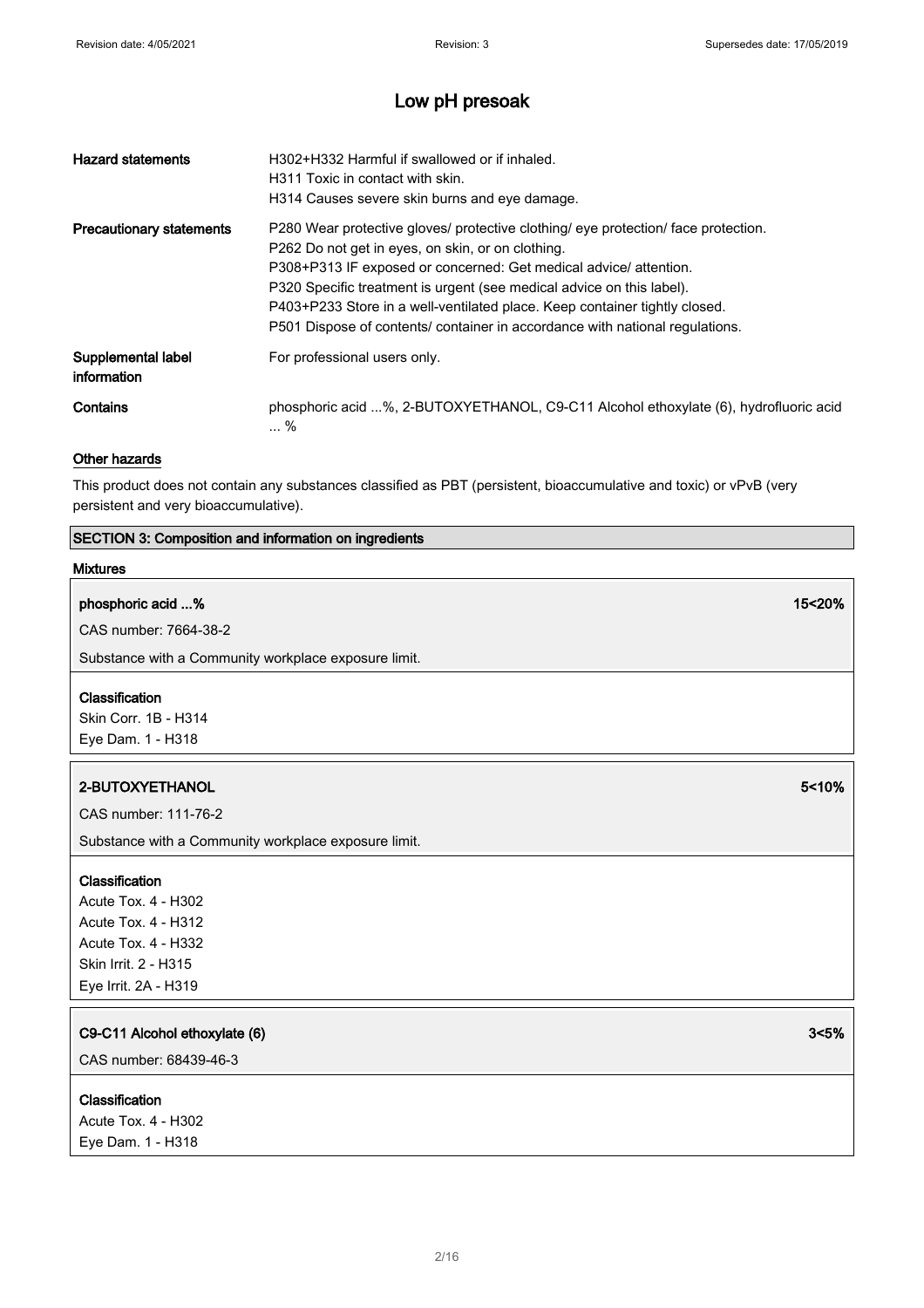| | |
|---|---|
| **Hazard statements** | H302+H332 Harmful if swallowed or if inhaled.<br>H311 Toxic in contact with skin.<br>H314 Causes severe skin burns and eye damage. |
| **Precautionary statements** | P280 Wear protective gloves/ protective clothing/ eye protection/ face protection.<br>P262 Do not get in eyes, on skin, or on clothing.<br>P308+P313 IF exposed or concerned: Get medical advice/ attention.<br>P320 Specific treatment is urgent (see medical advice on this label).<br>P403+P233 Store in a well-ventilated place. Keep container tightly closed.<br>P501 Dispose of contents/ container in accordance with national regulations. |
| **Supplemental label information** | For professional users only. |
| **Contains** | phosphoric acid ...%, 2-BUTOXYETHANOL, C9-C11 Alcohol ethoxylate (6), hydrofluoric acid ... % |

**Other hazards**

This product does not contain any substances classified as PBT (persistent, bioaccumulative and toxic) or vPvB (very persistent and very bioaccumulative).

## SECTION 3: Composition and information on ingredients

**Mixtures**

**phosphoric acid ...%** — **15<20%**

CAS number: 7664-38-2

Substance with a Community workplace exposure limit.

**Classification**

Skin Corr. 1B - H314

Eye Dam. 1 - H318

**2-BUTOXYETHANOL** — **5<10%**

CAS number: 111-76-2

Substance with a Community workplace exposure limit.

**Classification**

Acute Tox. 4 - H302

Acute Tox. 4 - H312

Acute Tox. 4 - H332

Skin Irrit. 2 - H315

Eye Irrit. 2A - H319

**C9-C11 Alcohol ethoxylate (6)** — **3<5%**

CAS number: 68439-46-3

**Classification**

Acute Tox. 4 - H302

Eye Dam. 1 - H318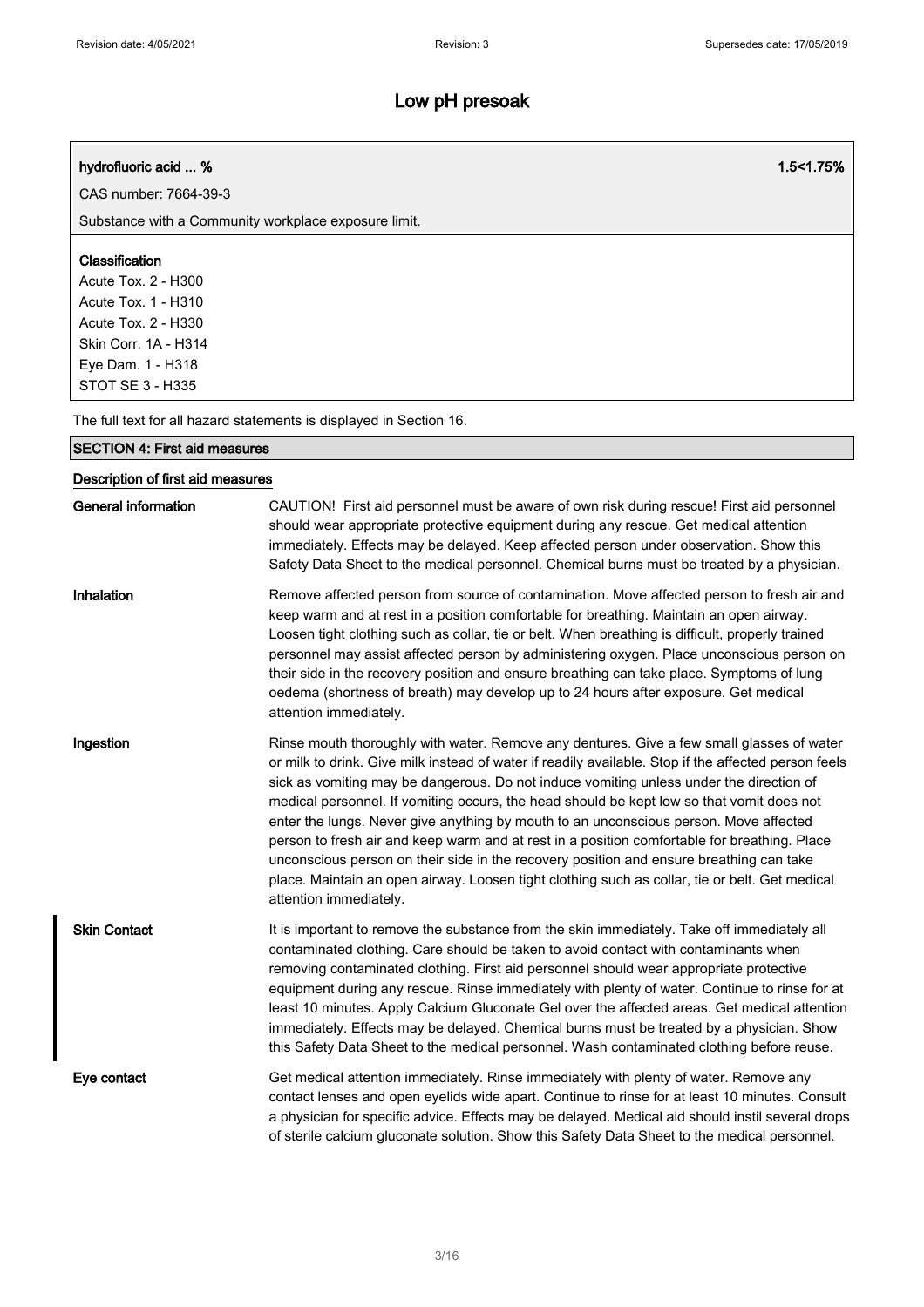# Low pH presoak

**hydrofluoric acid ... %** 1.5<1.75%

CAS number: 7664-39-3

Substance with a Community workplace exposure limit.

**Classification**

Acute Tox. 2 - H300
Acute Tox. 1 - H310
Acute Tox. 2 - H330
Skin Corr. 1A - H314
Eye Dam. 1 - H318
STOT SE 3 - H335

The full text for all hazard statements is displayed in Section 16.

## SECTION 4: First aid measures

### Description of first aid measures

**General information** CAUTION! First aid personnel must be aware of own risk during rescue! First aid personnel should wear appropriate protective equipment during any rescue. Get medical attention immediately. Effects may be delayed. Keep affected person under observation. Show this Safety Data Sheet to the medical personnel. Chemical burns must be treated by a physician.

**Inhalation** Remove affected person from source of contamination. Move affected person to fresh air and keep warm and at rest in a position comfortable for breathing. Maintain an open airway. Loosen tight clothing such as collar, tie or belt. When breathing is difficult, properly trained personnel may assist affected person by administering oxygen. Place unconscious person on their side in the recovery position and ensure breathing can take place. Symptoms of lung oedema (shortness of breath) may develop up to 24 hours after exposure. Get medical attention immediately.

**Ingestion** Rinse mouth thoroughly with water. Remove any dentures. Give a few small glasses of water or milk to drink. Give milk instead of water if readily available. Stop if the affected person feels sick as vomiting may be dangerous. Do not induce vomiting unless under the direction of medical personnel. If vomiting occurs, the head should be kept low so that vomit does not enter the lungs. Never give anything by mouth to an unconscious person. Move affected person to fresh air and keep warm and at rest in a position comfortable for breathing. Place unconscious person on their side in the recovery position and ensure breathing can take place. Maintain an open airway. Loosen tight clothing such as collar, tie or belt. Get medical attention immediately.

**Skin Contact** It is important to remove the substance from the skin immediately. Take off immediately all contaminated clothing. Care should be taken to avoid contact with contaminants when removing contaminated clothing. First aid personnel should wear appropriate protective equipment during any rescue. Rinse immediately with plenty of water. Continue to rinse for at least 10 minutes. Apply Calcium Gluconate Gel over the affected areas. Get medical attention immediately. Effects may be delayed. Chemical burns must be treated by a physician. Show this Safety Data Sheet to the medical personnel. Wash contaminated clothing before reuse.

**Eye contact** Get medical attention immediately. Rinse immediately with plenty of water. Remove any contact lenses and open eyelids wide apart. Continue to rinse for at least 10 minutes. Consult a physician for specific advice. Effects may be delayed. Medical aid should instil several drops of sterile calcium gluconate solution. Show this Safety Data Sheet to the medical personnel.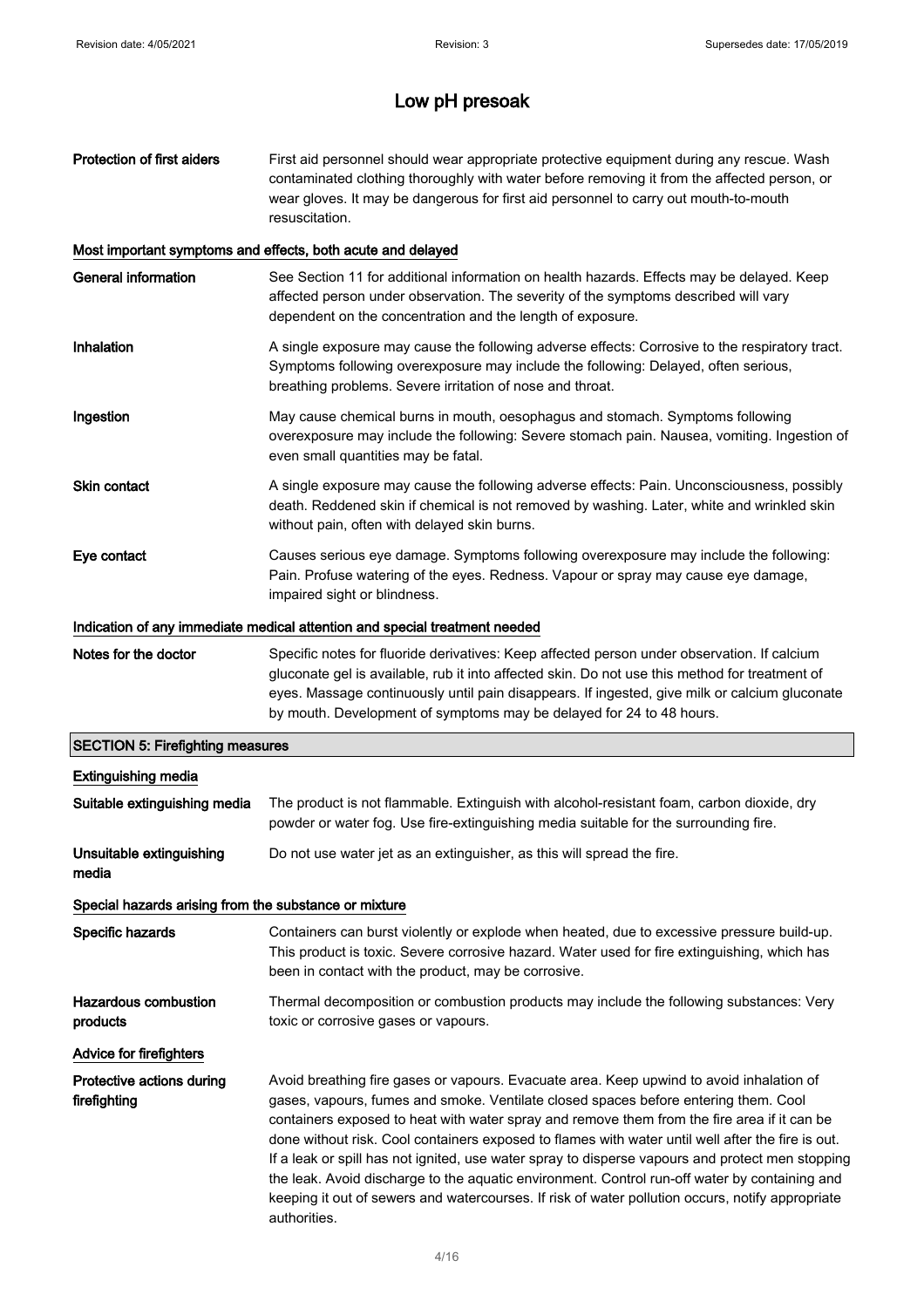# Low pH presoak

| | |
|---|---|
| **Protection of first aiders** | First aid personnel should wear appropriate protective equipment during any rescue. Wash contaminated clothing thoroughly with water before removing it from the affected person, or wear gloves. It may be dangerous for first aid personnel to carry out mouth-to-mouth resuscitation. |

### Most important symptoms and effects, both acute and delayed

| | |
|---|---|
| **General information** | See Section 11 for additional information on health hazards. Effects may be delayed. Keep affected person under observation. The severity of the symptoms described will vary dependent on the concentration and the length of exposure. |
| **Inhalation** | A single exposure may cause the following adverse effects: Corrosive to the respiratory tract. Symptoms following overexposure may include the following: Delayed, often serious, breathing problems. Severe irritation of nose and throat. |
| **Ingestion** | May cause chemical burns in mouth, oesophagus and stomach. Symptoms following overexposure may include the following: Severe stomach pain. Nausea, vomiting. Ingestion of even small quantities may be fatal. |
| **Skin contact** | A single exposure may cause the following adverse effects: Pain. Unconsciousness, possibly death. Reddened skin if chemical is not removed by washing. Later, white and wrinkled skin without pain, often with delayed skin burns. |
| **Eye contact** | Causes serious eye damage. Symptoms following overexposure may include the following: Pain. Profuse watering of the eyes. Redness. Vapour or spray may cause eye damage, impaired sight or blindness. |

### Indication of any immediate medical attention and special treatment needed

| | |
|---|---|
| **Notes for the doctor** | Specific notes for fluoride derivatives: Keep affected person under observation. If calcium gluconate gel is available, rub it into affected skin. Do not use this method for treatment of eyes. Massage continuously until pain disappears. If ingested, give milk or calcium gluconate by mouth. Development of symptoms may be delayed for 24 to 48 hours. |

## SECTION 5: Firefighting measures

### Extinguishing media

| | |
|---|---|
| **Suitable extinguishing media** | The product is not flammable. Extinguish with alcohol-resistant foam, carbon dioxide, dry powder or water fog. Use fire-extinguishing media suitable for the surrounding fire. |
| **Unsuitable extinguishing media** | Do not use water jet as an extinguisher, as this will spread the fire. |

### Special hazards arising from the substance or mixture

| | |
|---|---|
| **Specific hazards** | Containers can burst violently or explode when heated, due to excessive pressure build-up. This product is toxic. Severe corrosive hazard. Water used for fire extinguishing, which has been in contact with the product, may be corrosive. |
| **Hazardous combustion products** | Thermal decomposition or combustion products may include the following substances: Very toxic or corrosive gases or vapours. |

### Advice for firefighters

| | |
|---|---|
| **Protective actions during firefighting** | Avoid breathing fire gases or vapours. Evacuate area. Keep upwind to avoid inhalation of gases, vapours, fumes and smoke. Ventilate closed spaces before entering them. Cool containers exposed to heat with water spray and remove them from the fire area if it can be done without risk. Cool containers exposed to flames with water until well after the fire is out. If a leak or spill has not ignited, use water spray to disperse vapours and protect men stopping the leak. Avoid discharge to the aquatic environment. Control run-off water by containing and keeping it out of sewers and watercourses. If risk of water pollution occurs, notify appropriate authorities. |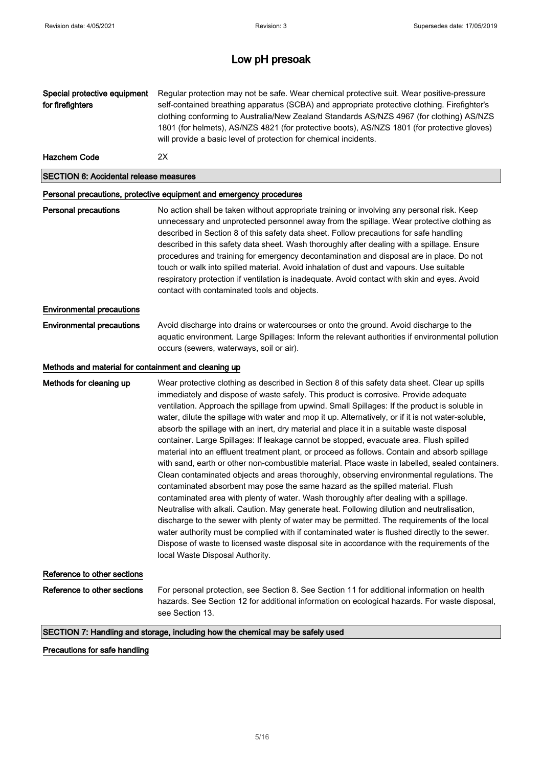# Low pH presoak

**Special protective equipment for firefighters** Regular protection may not be safe. Wear chemical protective suit. Wear positive-pressure self-contained breathing apparatus (SCBA) and appropriate protective clothing. Firefighter's clothing conforming to Australia/New Zealand Standards AS/NZS 4967 (for clothing) AS/NZS 1801 (for helmets), AS/NZS 4821 (for protective boots), AS/NZS 1801 (for protective gloves) will provide a basic level of protection for chemical incidents.

**Hazchem Code** 2X

## SECTION 6: Accidental release measures

### Personal precautions, protective equipment and emergency procedures

**Personal precautions** No action shall be taken without appropriate training or involving any personal risk. Keep unnecessary and unprotected personnel away from the spillage. Wear protective clothing as described in Section 8 of this safety data sheet. Follow precautions for safe handling described in this safety data sheet. Wash thoroughly after dealing with a spillage. Ensure procedures and training for emergency decontamination and disposal are in place. Do not touch or walk into spilled material. Avoid inhalation of dust and vapours. Use suitable respiratory protection if ventilation is inadequate. Avoid contact with skin and eyes. Avoid contact with contaminated tools and objects.

### Environmental precautions

**Environmental precautions** Avoid discharge into drains or watercourses or onto the ground. Avoid discharge to the aquatic environment. Large Spillages: Inform the relevant authorities if environmental pollution occurs (sewers, waterways, soil or air).

### Methods and material for containment and cleaning up

**Methods for cleaning up** Wear protective clothing as described in Section 8 of this safety data sheet. Clear up spills immediately and dispose of waste safely. This product is corrosive. Provide adequate ventilation. Approach the spillage from upwind. Small Spillages: If the product is soluble in water, dilute the spillage with water and mop it up. Alternatively, or if it is not water-soluble, absorb the spillage with an inert, dry material and place it in a suitable waste disposal container. Large Spillages: If leakage cannot be stopped, evacuate area. Flush spilled material into an effluent treatment plant, or proceed as follows. Contain and absorb spillage with sand, earth or other non-combustible material. Place waste in labelled, sealed containers. Clean contaminated objects and areas thoroughly, observing environmental regulations. The contaminated absorbent may pose the same hazard as the spilled material. Flush contaminated area with plenty of water. Wash thoroughly after dealing with a spillage. Neutralise with alkali. Caution. May generate heat. Following dilution and neutralisation, discharge to the sewer with plenty of water may be permitted. The requirements of the local water authority must be complied with if contaminated water is flushed directly to the sewer. Dispose of waste to licensed waste disposal site in accordance with the requirements of the local Waste Disposal Authority.

### Reference to other sections

**Reference to other sections** For personal protection, see Section 8. See Section 11 for additional information on health hazards. See Section 12 for additional information on ecological hazards. For waste disposal, see Section 13.

## SECTION 7: Handling and storage, including how the chemical may be safely used

### Precautions for safe handling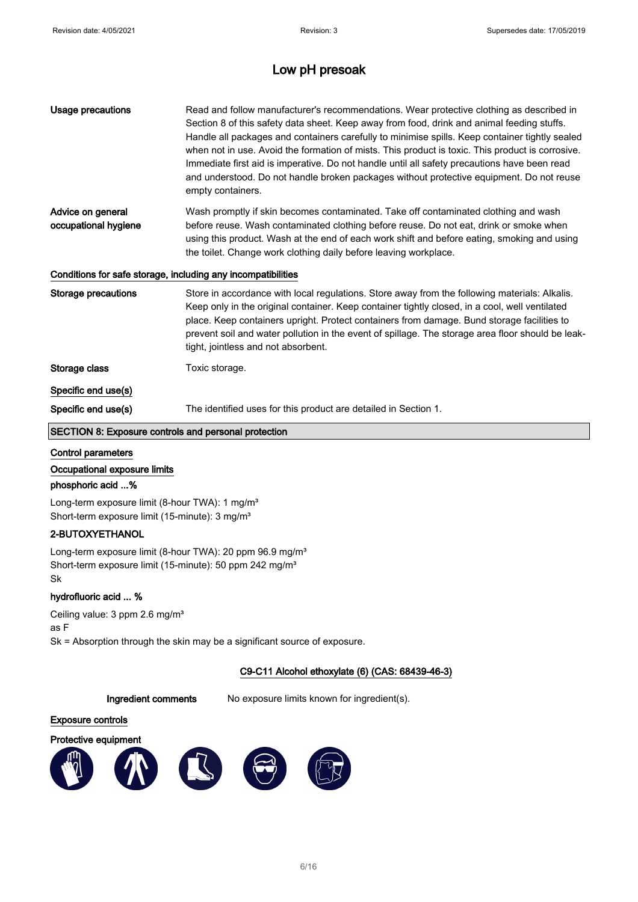# Low pH presoak

**Usage precautions** Read and follow manufacturer's recommendations. Wear protective clothing as described in Section 8 of this safety data sheet. Keep away from food, drink and animal feeding stuffs. Handle all packages and containers carefully to minimise spills. Keep container tightly sealed when not in use. Avoid the formation of mists. This product is toxic. This product is corrosive. Immediate first aid is imperative. Do not handle until all safety precautions have been read and understood. Do not handle broken packages without protective equipment. Do not reuse empty containers.

**Advice on general occupational hygiene** Wash promptly if skin becomes contaminated. Take off contaminated clothing and wash before reuse. Wash contaminated clothing before reuse. Do not eat, drink or smoke when using this product. Wash at the end of each work shift and before eating, smoking and using the toilet. Change work clothing daily before leaving workplace.

### Conditions for safe storage, including any incompatibilities

**Storage precautions** Store in accordance with local regulations. Store away from the following materials: Alkalis. Keep only in the original container. Keep container tightly closed, in a cool, well ventilated place. Keep containers upright. Protect containers from damage. Bund storage facilities to prevent soil and water pollution in the event of spillage. The storage area floor should be leak-tight, jointless and not absorbent.

**Storage class** Toxic storage.

### Specific end use(s)

**Specific end use(s)** The identified uses for this product are detailed in Section 1.

## SECTION 8: Exposure controls and personal protection

### Control parameters

### Occupational exposure limits

**phosphoric acid ...%**

Long-term exposure limit (8-hour TWA): 1 mg/m³
Short-term exposure limit (15-minute): 3 mg/m³

**2-BUTOXYETHANOL**

Long-term exposure limit (8-hour TWA): 20 ppm 96.9 mg/m³
Short-term exposure limit (15-minute): 50 ppm 242 mg/m³
Sk

**hydrofluoric acid ... %**

Ceiling value: 3 ppm 2.6 mg/m³
as F
Sk = Absorption through the skin may be a significant source of exposure.

**C9-C11 Alcohol ethoxylate (6) (CAS: 68439-46-3)**

**Ingredient comments** No exposure limits known for ingredient(s).

### Exposure controls

**Protective equipment**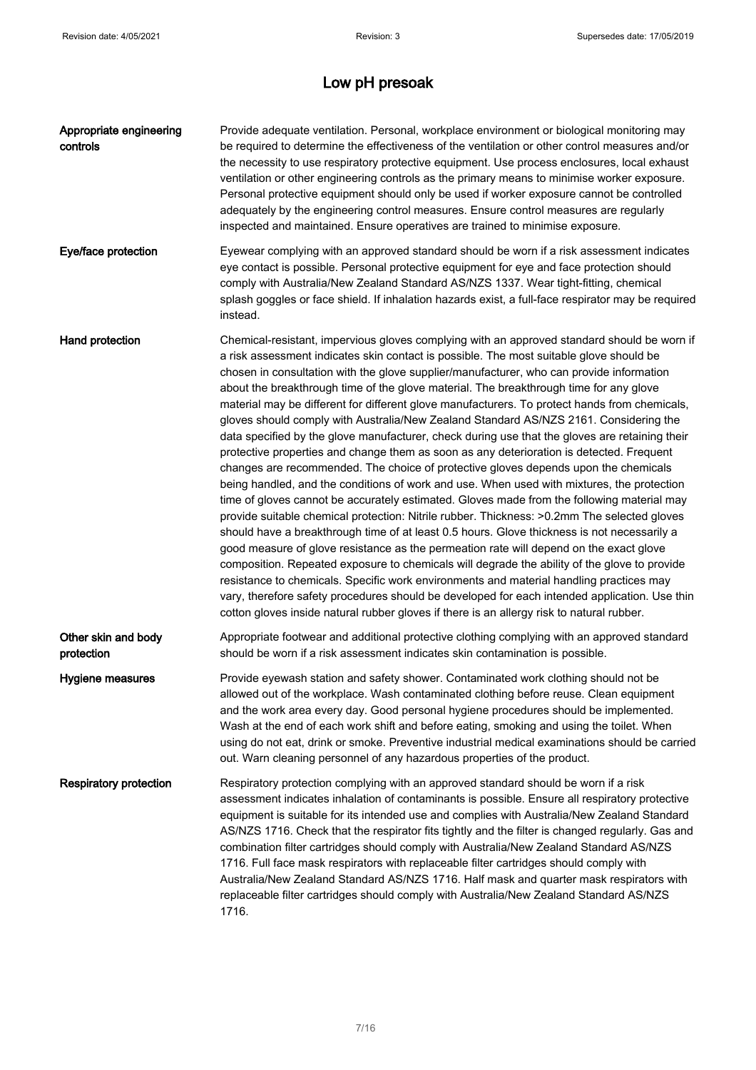# Low pH presoak

| | |
|---|---|
| **Appropriate engineering controls** | Provide adequate ventilation. Personal, workplace environment or biological monitoring may be required to determine the effectiveness of the ventilation or other control measures and/or the necessity to use respiratory protective equipment. Use process enclosures, local exhaust ventilation or other engineering controls as the primary means to minimise worker exposure. Personal protective equipment should only be used if worker exposure cannot be controlled adequately by the engineering control measures. Ensure control measures are regularly inspected and maintained. Ensure operatives are trained to minimise exposure. |
| **Eye/face protection** | Eyewear complying with an approved standard should be worn if a risk assessment indicates eye contact is possible. Personal protective equipment for eye and face protection should comply with Australia/New Zealand Standard AS/NZS 1337. Wear tight-fitting, chemical splash goggles or face shield. If inhalation hazards exist, a full-face respirator may be required instead. |
| **Hand protection** | Chemical-resistant, impervious gloves complying with an approved standard should be worn if a risk assessment indicates skin contact is possible. The most suitable glove should be chosen in consultation with the glove supplier/manufacturer, who can provide information about the breakthrough time of the glove material. The breakthrough time for any glove material may be different for different glove manufacturers. To protect hands from chemicals, gloves should comply with Australia/New Zealand Standard AS/NZS 2161. Considering the data specified by the glove manufacturer, check during use that the gloves are retaining their protective properties and change them as soon as any deterioration is detected. Frequent changes are recommended. The choice of protective gloves depends upon the chemicals being handled, and the conditions of work and use. When used with mixtures, the protection time of gloves cannot be accurately estimated. Gloves made from the following material may provide suitable chemical protection: Nitrile rubber. Thickness: >0.2mm The selected gloves should have a breakthrough time of at least 0.5 hours. Glove thickness is not necessarily a good measure of glove resistance as the permeation rate will depend on the exact glove composition. Repeated exposure to chemicals will degrade the ability of the glove to provide resistance to chemicals. Specific work environments and material handling practices may vary, therefore safety procedures should be developed for each intended application. Use thin cotton gloves inside natural rubber gloves if there is an allergy risk to natural rubber. |
| **Other skin and body protection** | Appropriate footwear and additional protective clothing complying with an approved standard should be worn if a risk assessment indicates skin contamination is possible. |
| **Hygiene measures** | Provide eyewash station and safety shower. Contaminated work clothing should not be allowed out of the workplace. Wash contaminated clothing before reuse. Clean equipment and the work area every day. Good personal hygiene procedures should be implemented. Wash at the end of each work shift and before eating, smoking and using the toilet. When using do not eat, drink or smoke. Preventive industrial medical examinations should be carried out. Warn cleaning personnel of any hazardous properties of the product. |
| **Respiratory protection** | Respiratory protection complying with an approved standard should be worn if a risk assessment indicates inhalation of contaminants is possible. Ensure all respiratory protective equipment is suitable for its intended use and complies with Australia/New Zealand Standard AS/NZS 1716. Check that the respirator fits tightly and the filter is changed regularly. Gas and combination filter cartridges should comply with Australia/New Zealand Standard AS/NZS 1716. Full face mask respirators with replaceable filter cartridges should comply with Australia/New Zealand Standard AS/NZS 1716. Half mask and quarter mask respirators with replaceable filter cartridges should comply with Australia/New Zealand Standard AS/NZS 1716. |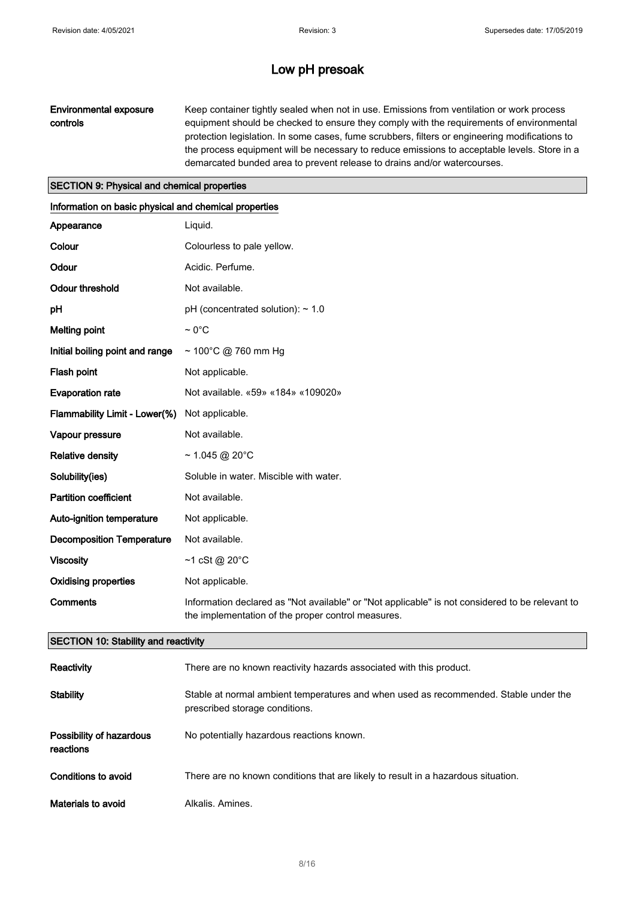# Low pH presoak

| | |
|---|---|
| **Environmental exposure controls** | Keep container tightly sealed when not in use. Emissions from ventilation or work process equipment should be checked to ensure they comply with the requirements of environmental protection legislation. In some cases, fume scrubbers, filters or engineering modifications to the process equipment will be necessary to reduce emissions to acceptable levels. Store in a demarcated bunded area to prevent release to drains and/or watercourses. |

## SECTION 9: Physical and chemical properties

### Information on basic physical and chemical properties

| | |
|---|---|
| **Appearance** | Liquid. |
| **Colour** | Colourless to pale yellow. |
| **Odour** | Acidic. Perfume. |
| **Odour threshold** | Not available. |
| **pH** | pH (concentrated solution): ~ 1.0 |
| **Melting point** | ~ 0°C |
| **Initial boiling point and range** | ~ 100°C @ 760 mm Hg |
| **Flash point** | Not applicable. |
| **Evaporation rate** | Not available. «59» «184» «109020» |
| **Flammability Limit - Lower(%)** | Not applicable. |
| **Vapour pressure** | Not available. |
| **Relative density** | ~ 1.045 @ 20°C |
| **Solubility(ies)** | Soluble in water. Miscible with water. |
| **Partition coefficient** | Not available. |
| **Auto-ignition temperature** | Not applicable. |
| **Decomposition Temperature** | Not available. |
| **Viscosity** | ~1 cSt @ 20°C |
| **Oxidising properties** | Not applicable. |
| **Comments** | Information declared as "Not available" or "Not applicable" is not considered to be relevant to the implementation of the proper control measures. |

## SECTION 10: Stability and reactivity

| | |
|---|---|
| **Reactivity** | There are no known reactivity hazards associated with this product. |
| **Stability** | Stable at normal ambient temperatures and when used as recommended. Stable under the prescribed storage conditions. |
| **Possibility of hazardous reactions** | No potentially hazardous reactions known. |
| **Conditions to avoid** | There are no known conditions that are likely to result in a hazardous situation. |
| **Materials to avoid** | Alkalis. Amines. |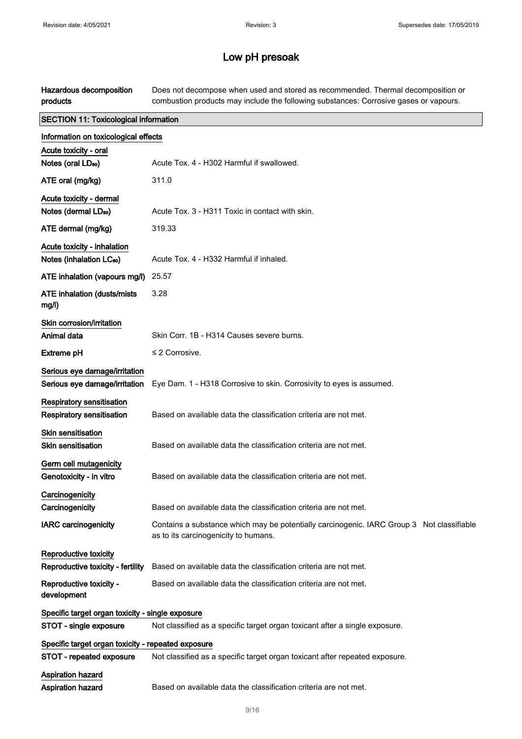# Low pH presoak

| | |
|---|---|
| **Hazardous decomposition products** | Does not decompose when used and stored as recommended. Thermal decomposition or combustion products may include the following substances: Corrosive gases or vapours. |

## SECTION 11: Toxicological information

**Information on toxicological effects**

**Acute toxicity - oral**

| | |
|---|---|
| **Notes (oral $LD_{50}$)** | Acute Tox. 4 - H302 Harmful if swallowed. |
| **ATE oral (mg/kg)** | 311.0 |

**Acute toxicity - dermal**

| | |
|---|---|
| **Notes (dermal $LD_{50}$)** | Acute Tox. 3 - H311 Toxic in contact with skin. |
| **ATE dermal (mg/kg)** | 319.33 |

**Acute toxicity - inhalation**

| | |
|---|---|
| **Notes (inhalation $LC_{50}$)** | Acute Tox. 4 - H332 Harmful if inhaled. |
| **ATE inhalation (vapours mg/l)** | 25.57 |
| **ATE inhalation (dusts/mists mg/l)** | 3.28 |

**Skin corrosion/irritation**

| | |
|---|---|
| **Animal data** | Skin Corr. 1B - H314 Causes severe burns. |
| **Extreme pH** | ≤ 2 Corrosive. |

**Serious eye damage/irritation**

| | |
|---|---|
| **Serious eye damage/irritation** | Eye Dam. 1 - H318 Corrosive to skin. Corrosivity to eyes is assumed. |

**Respiratory sensitisation**

| | |
|---|---|
| **Respiratory sensitisation** | Based on available data the classification criteria are not met. |

**Skin sensitisation**

| | |
|---|---|
| **Skin sensitisation** | Based on available data the classification criteria are not met. |

**Germ cell mutagenicity**

| | |
|---|---|
| **Genotoxicity - in vitro** | Based on available data the classification criteria are not met. |

**Carcinogenicity**

| | |
|---|---|
| **Carcinogenicity** | Based on available data the classification criteria are not met. |
| **IARC carcinogenicity** | Contains a substance which may be potentially carcinogenic. IARC Group 3 Not classifiable as to its carcinogenicity to humans. |

**Reproductive toxicity**

| | |
|---|---|
| **Reproductive toxicity - fertility** | Based on available data the classification criteria are not met. |
| **Reproductive toxicity - development** | Based on available data the classification criteria are not met. |

**Specific target organ toxicity - single exposure**

| | |
|---|---|
| **STOT - single exposure** | Not classified as a specific target organ toxicant after a single exposure. |

**Specific target organ toxicity - repeated exposure**

| | |
|---|---|
| **STOT - repeated exposure** | Not classified as a specific target organ toxicant after repeated exposure. |

**Aspiration hazard**

| | |
|---|---|
| **Aspiration hazard** | Based on available data the classification criteria are not met. |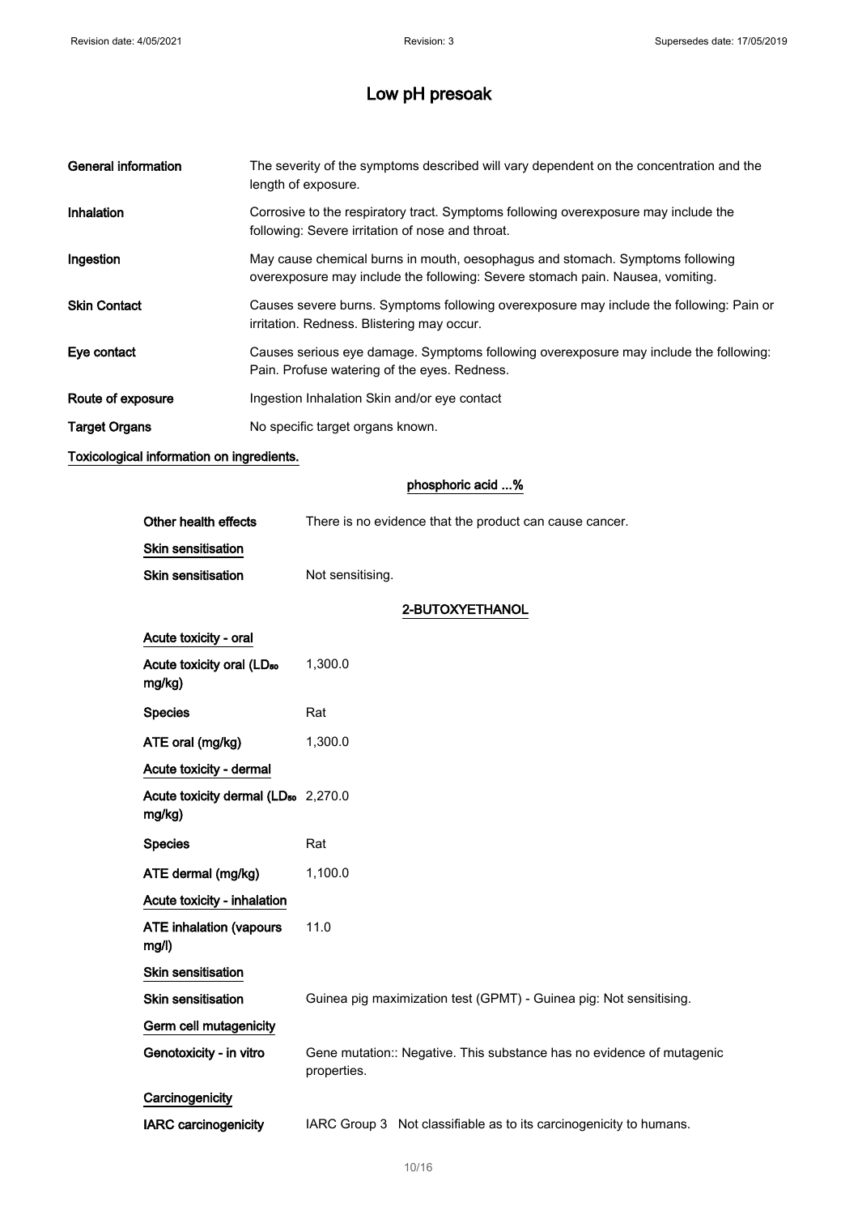# Low pH presoak

| | |
|---|---|
| **General information** | The severity of the symptoms described will vary dependent on the concentration and the length of exposure. |
| **Inhalation** | Corrosive to the respiratory tract. Symptoms following overexposure may include the following: Severe irritation of nose and throat. |
| **Ingestion** | May cause chemical burns in mouth, oesophagus and stomach. Symptoms following overexposure may include the following: Severe stomach pain. Nausea, vomiting. |
| **Skin Contact** | Causes severe burns. Symptoms following overexposure may include the following: Pain or irritation. Redness. Blistering may occur. |
| **Eye contact** | Causes serious eye damage. Symptoms following overexposure may include the following: Pain. Profuse watering of the eyes. Redness. |
| **Route of exposure** | Ingestion Inhalation Skin and/or eye contact |
| **Target Organs** | No specific target organs known. |

**Toxicological information on ingredients.**

**phosphoric acid ...%**

| | |
|---|---|
| **Other health effects** | There is no evidence that the product can cause cancer. |
| **Skin sensitisation** | |
| **Skin sensitisation** | Not sensitising. |

**2-BUTOXYETHANOL**

| | |
|---|---|
| **Acute toxicity - oral** | |
| **Acute toxicity oral ($LD_{50}$ mg/kg)** | 1,300.0 |
| **Species** | Rat |
| **ATE oral (mg/kg)** | 1,300.0 |
| **Acute toxicity - dermal** | |
| **Acute toxicity dermal ($LD_{50}$ mg/kg)** | 2,270.0 |
| **Species** | Rat |
| **ATE dermal (mg/kg)** | 1,100.0 |
| **Acute toxicity - inhalation** | |
| **ATE inhalation (vapours mg/l)** | 11.0 |
| **Skin sensitisation** | |
| **Skin sensitisation** | Guinea pig maximization test (GPMT) - Guinea pig: Not sensitising. |
| **Germ cell mutagenicity** | |
| **Genotoxicity - in vitro** | Gene mutation:: Negative. This substance has no evidence of mutagenic properties. |
| **Carcinogenicity** | |
| **IARC carcinogenicity** | IARC Group 3 Not classifiable as to its carcinogenicity to humans. |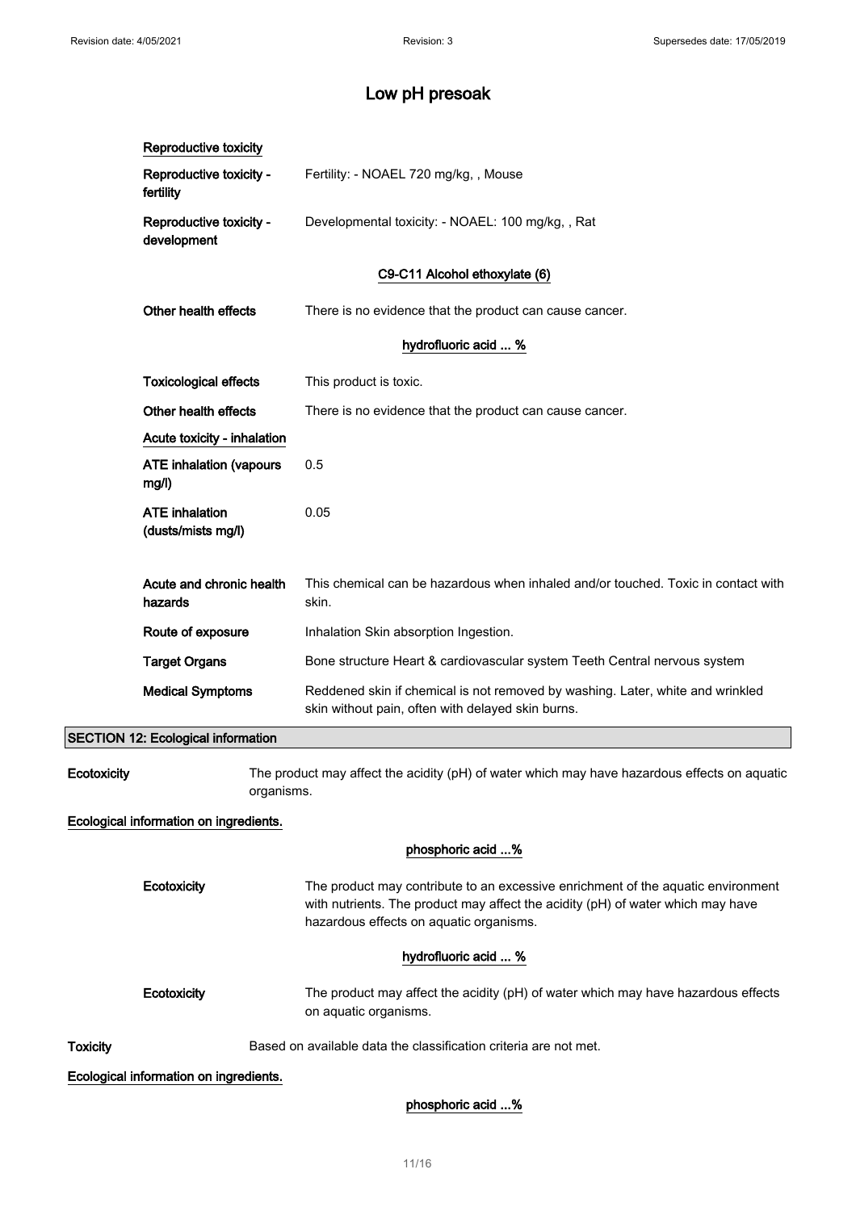# Low pH presoak

| | |
|---|---|
| **Reproductive toxicity** | |
| Reproductive toxicity - fertility | Fertility: - NOAEL 720 mg/kg, , Mouse |
| Reproductive toxicity - development | Developmental toxicity: - NOAEL: 100 mg/kg, , Rat |

**C9-C11 Alcohol ethoxylate (6)**

| | |
|---|---|
| Other health effects | There is no evidence that the product can cause cancer. |

**hydrofluoric acid ... %**

| | |
|---|---|
| Toxicological effects | This product is toxic. |
| Other health effects | There is no evidence that the product can cause cancer. |
| **Acute toxicity - inhalation** | |
| ATE inhalation (vapours mg/l) | 0.5 |
| ATE inhalation (dusts/mists mg/l) | 0.05 |
| Acute and chronic health hazards | This chemical can be hazardous when inhaled and/or touched. Toxic in contact with skin. |
| Route of exposure | Inhalation Skin absorption Ingestion. |
| Target Organs | Bone structure Heart & cardiovascular system Teeth Central nervous system |
| Medical Symptoms | Reddened skin if chemical is not removed by washing. Later, white and wrinkled skin without pain, often with delayed skin burns. |

## SECTION 12: Ecological information

**Ecotoxicity** The product may affect the acidity (pH) of water which may have hazardous effects on aquatic organisms.

**Ecological information on ingredients.**

**phosphoric acid ...%**

**Ecotoxicity** The product may contribute to an excessive enrichment of the aquatic environment with nutrients. The product may affect the acidity (pH) of water which may have hazardous effects on aquatic organisms.

**hydrofluoric acid ... %**

**Ecotoxicity** The product may affect the acidity (pH) of water which may have hazardous effects on aquatic organisms.

**Toxicity** Based on available data the classification criteria are not met.

**Ecological information on ingredients.**

**phosphoric acid ...%**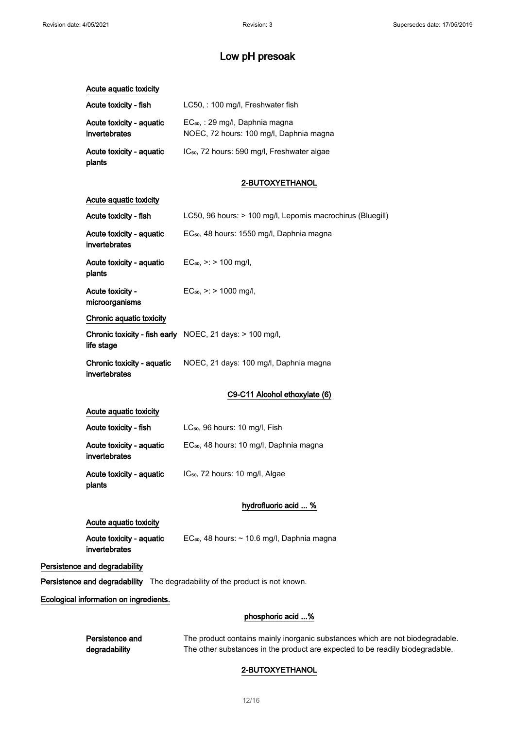# Low pH presoak

**Acute aquatic toxicity**

| | |
|---|---|
| **Acute toxicity - fish** | LC50, : 100 mg/l, Freshwater fish |
| **Acute toxicity - aquatic invertebrates** | $EC_{50}$, : 29 mg/l, Daphnia magna<br>NOEC, 72 hours: 100 mg/l, Daphnia magna |
| **Acute toxicity - aquatic plants** | $IC_{50}$, 72 hours: 590 mg/l, Freshwater algae |

### 2-BUTOXYETHANOL

**Acute aquatic toxicity**

| | |
|---|---|
| **Acute toxicity - fish** | LC50, 96 hours: > 100 mg/l, Lepomis macrochirus (Bluegill) |
| **Acute toxicity - aquatic invertebrates** | $EC_{50}$, 48 hours: 1550 mg/l, Daphnia magna |
| **Acute toxicity - aquatic plants** | $EC_{50}$, >: > 100 mg/l, |
| **Acute toxicity - microorganisms** | $EC_{50}$, >: > 1000 mg/l, |

**Chronic aquatic toxicity**

| | |
|---|---|
| **Chronic toxicity - fish early life stage** | NOEC, 21 days: > 100 mg/l, |
| **Chronic toxicity - aquatic invertebrates** | NOEC, 21 days: 100 mg/l, Daphnia magna |

### C9-C11 Alcohol ethoxylate (6)

**Acute aquatic toxicity**

| | |
|---|---|
| **Acute toxicity - fish** | $LC_{50}$, 96 hours: 10 mg/l, Fish |
| **Acute toxicity - aquatic invertebrates** | $EC_{50}$, 48 hours: 10 mg/l, Daphnia magna |
| **Acute toxicity - aquatic plants** | $IC_{50}$, 72 hours: 10 mg/l, Algae |

### hydrofluoric acid ... %

**Acute aquatic toxicity**

| | |
|---|---|
| **Acute toxicity - aquatic invertebrates** | $EC_{50}$, 48 hours: ~ 10.6 mg/l, Daphnia magna |

**Persistence and degradability**

**Persistence and degradability** The degradability of the product is not known.

**Ecological information on ingredients.**

### phosphoric acid ...%

| | |
|---|---|
| **Persistence and degradability** | The product contains mainly inorganic substances which are not biodegradable.<br>The other substances in the product are expected to be readily biodegradable. |

### 2-BUTOXYETHANOL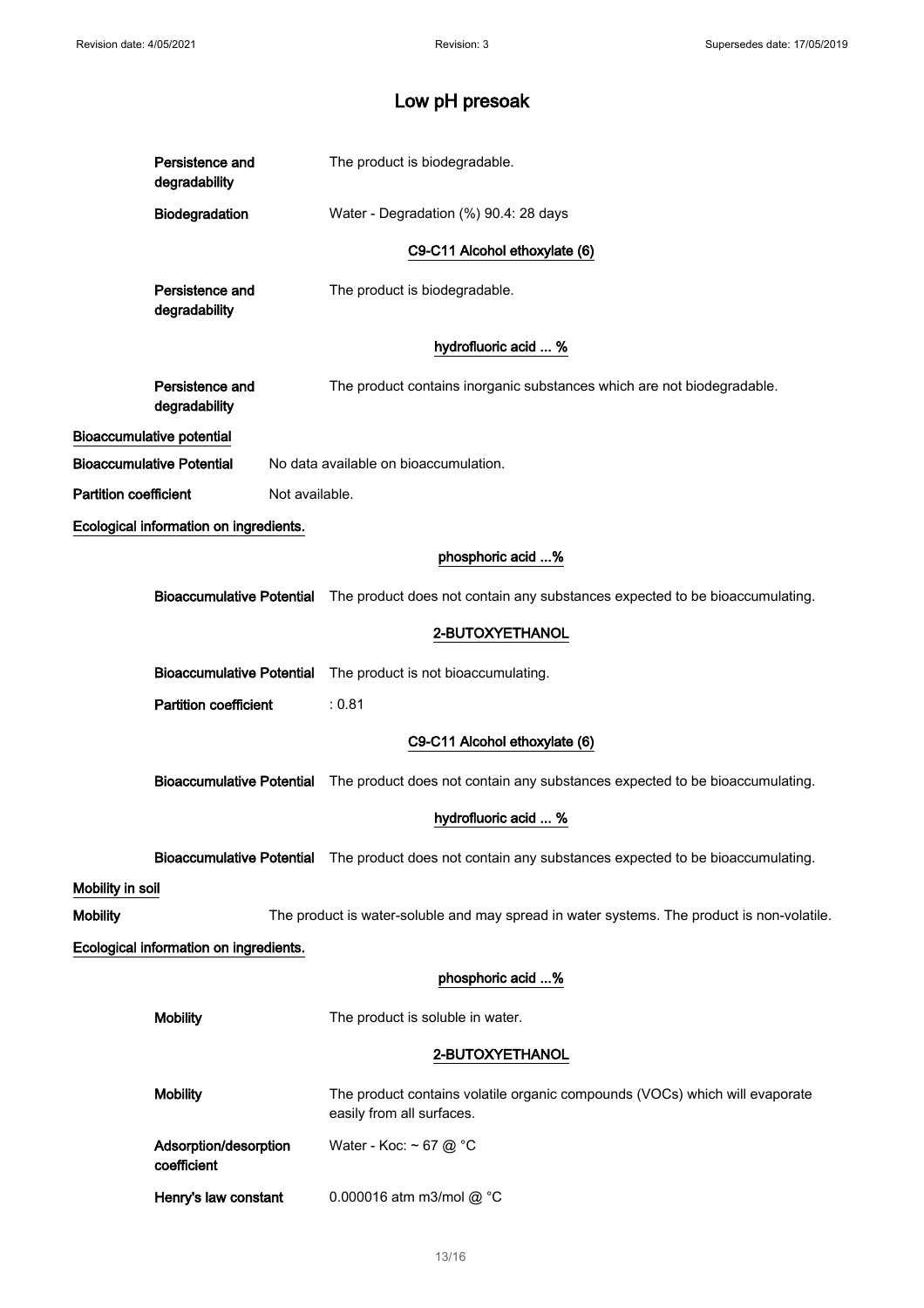# Low pH presoak

| | |
|---|---|
| **Persistence and degradability** | The product is biodegradable. |
| **Biodegradation** | Water - Degradation (%) 90.4: 28 days |

**C9-C11 Alcohol ethoxylate (6)**

| | |
|---|---|
| **Persistence and degradability** | The product is biodegradable. |

**hydrofluoric acid ... %**

| | |
|---|---|
| **Persistence and degradability** | The product contains inorganic substances which are not biodegradable. |

## Bioaccumulative potential

| | |
|---|---|
| **Bioaccumulative Potential** | No data available on bioaccumulation. |
| **Partition coefficient** | Not available. |

## Ecological information on ingredients.

**phosphoric acid ...%**

| | |
|---|---|
| **Bioaccumulative Potential** | The product does not contain any substances expected to be bioaccumulating. |

**2-BUTOXYETHANOL**

| | |
|---|---|
| **Bioaccumulative Potential** | The product is not bioaccumulating. |
| **Partition coefficient** | : 0.81 |

**C9-C11 Alcohol ethoxylate (6)**

| | |
|---|---|
| **Bioaccumulative Potential** | The product does not contain any substances expected to be bioaccumulating. |

**hydrofluoric acid ... %**

| | |
|---|---|
| **Bioaccumulative Potential** | The product does not contain any substances expected to be bioaccumulating. |

## Mobility in soil

| | |
|---|---|
| **Mobility** | The product is water-soluble and may spread in water systems. The product is non-volatile. |

## Ecological information on ingredients.

**phosphoric acid ...%**

| | |
|---|---|
| **Mobility** | The product is soluble in water. |

**2-BUTOXYETHANOL**

| | |
|---|---|
| **Mobility** | The product contains volatile organic compounds (VOCs) which will evaporate easily from all surfaces. |
| **Adsorption/desorption coefficient** | Water - Koc: ~ 67 @ °C |
| **Henry's law constant** | 0.000016 atm m3/mol @ °C |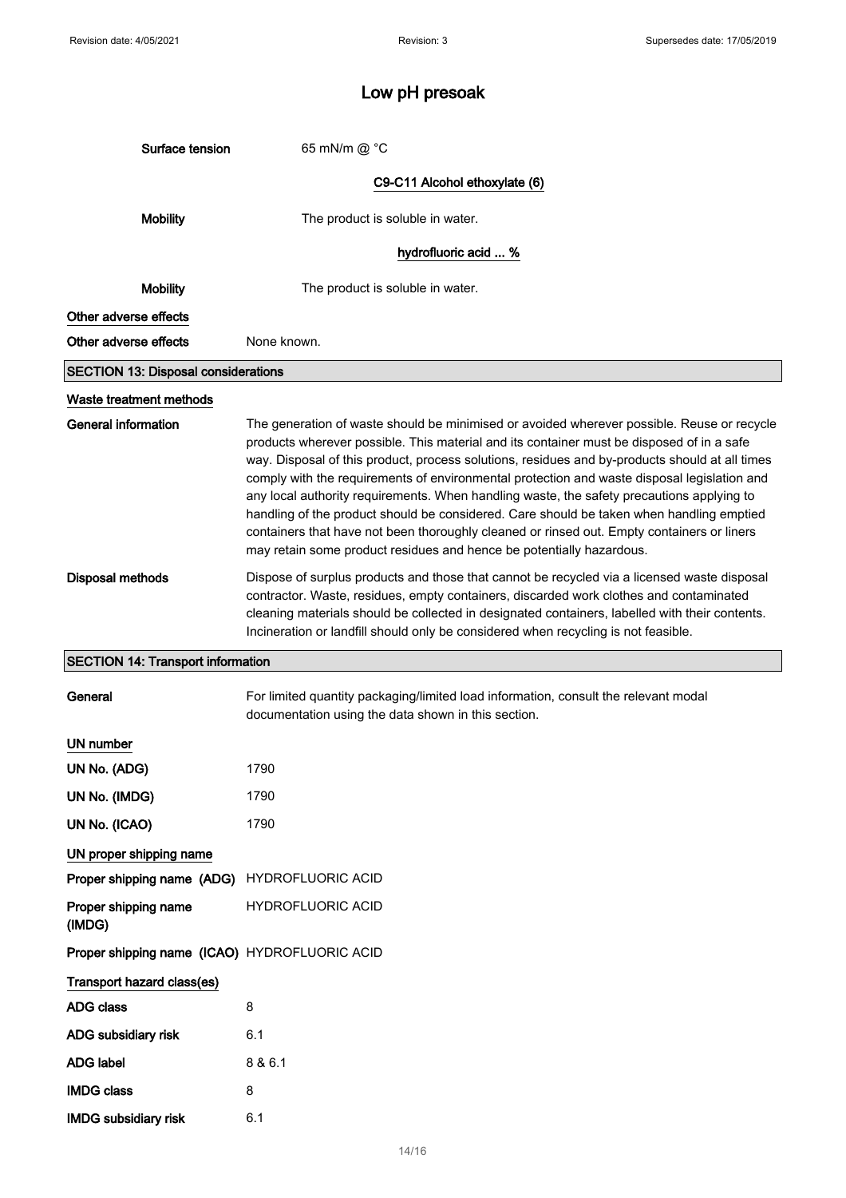# Low pH presoak

| | |
|---|---|
| **Surface tension** | 65 mN/m @ °C |

**C9-C11 Alcohol ethoxylate (6)**

| | |
|---|---|
| **Mobility** | The product is soluble in water. |

**hydrofluoric acid ... %**

| | |
|---|---|
| **Mobility** | The product is soluble in water. |

**Other adverse effects**

| | |
|---|---|
| **Other adverse effects** | None known. |

## SECTION 13: Disposal considerations

**Waste treatment methods**

| | |
|---|---|
| **General information** | The generation of waste should be minimised or avoided wherever possible. Reuse or recycle products wherever possible. This material and its container must be disposed of in a safe way. Disposal of this product, process solutions, residues and by-products should at all times comply with the requirements of environmental protection and waste disposal legislation and any local authority requirements. When handling waste, the safety precautions applying to handling of the product should be considered. Care should be taken when handling emptied containers that have not been thoroughly cleaned or rinsed out. Empty containers or liners may retain some product residues and hence be potentially hazardous. |
| **Disposal methods** | Dispose of surplus products and those that cannot be recycled via a licensed waste disposal contractor. Waste, residues, empty containers, discarded work clothes and contaminated cleaning materials should be collected in designated containers, labelled with their contents. Incineration or landfill should only be considered when recycling is not feasible. |

## SECTION 14: Transport information

| | |
|---|---|
| **General** | For limited quantity packaging/limited load information, consult the relevant modal documentation using the data shown in this section. |

**UN number**

| | |
|---|---|
| **UN No. (ADG)** | 1790 |
| **UN No. (IMDG)** | 1790 |
| **UN No. (ICAO)** | 1790 |

**UN proper shipping name**

| | |
|---|---|
| **Proper shipping name (ADG)** | HYDROFLUORIC ACID |
| **Proper shipping name (IMDG)** | HYDROFLUORIC ACID |
| **Proper shipping name (ICAO)** | HYDROFLUORIC ACID |

**Transport hazard class(es)**

| | |
|---|---|
| **ADG class** | 8 |
| **ADG subsidiary risk** | 6.1 |
| **ADG label** | 8 & 6.1 |
| **IMDG class** | 8 |
| **IMDG subsidiary risk** | 6.1 |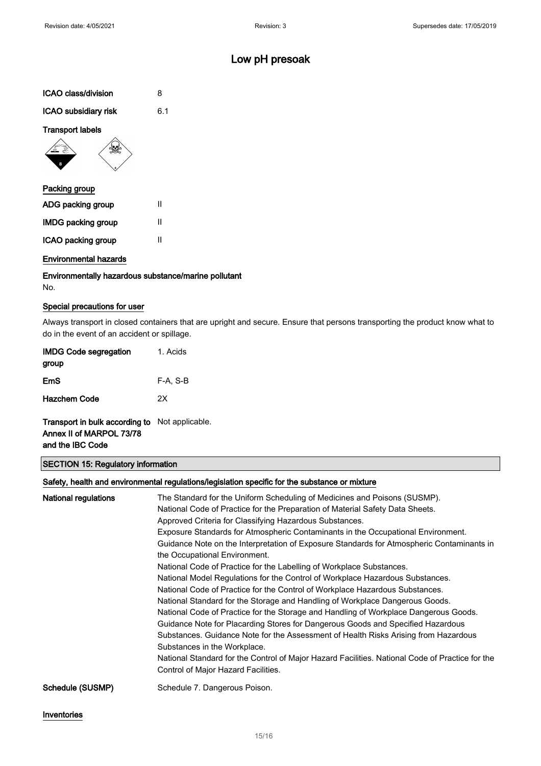# Low pH presoak

| | |
|---|---|
| **ICAO class/division** | 8 |
| **ICAO subsidiary risk** | 6.1 |

**Transport labels**

**Packing group**

| | |
|---|---|
| **ADG packing group** | II |
| **IMDG packing group** | II |
| **ICAO packing group** | II |

**Environmental hazards**

**Environmentally hazardous substance/marine pollutant**

No.

**Special precautions for user**

Always transport in closed containers that are upright and secure. Ensure that persons transporting the product know what to do in the event of an accident or spillage.

| | |
|---|---|
| **IMDG Code segregation group** | 1. Acids |
| **EmS** | F-A, S-B |
| **Hazchem Code** | 2X |
| **Transport in bulk according to Annex II of MARPOL 73/78 and the IBC Code** | Not applicable. |

## SECTION 15: Regulatory information

**Safety, health and environmental regulations/legislation specific for the substance or mixture**

**National regulations**

The Standard for the Uniform Scheduling of Medicines and Poisons (SUSMP).
National Code of Practice for the Preparation of Material Safety Data Sheets.
Approved Criteria for Classifying Hazardous Substances.
Exposure Standards for Atmospheric Contaminants in the Occupational Environment.
Guidance Note on the Interpretation of Exposure Standards for Atmospheric Contaminants in the Occupational Environment.
National Code of Practice for the Labelling of Workplace Substances.
National Model Regulations for the Control of Workplace Hazardous Substances.
National Code of Practice for the Control of Workplace Hazardous Substances.
National Standard for the Storage and Handling of Workplace Dangerous Goods.
National Code of Practice for the Storage and Handling of Workplace Dangerous Goods.
Guidance Note for Placarding Stores for Dangerous Goods and Specified Hazardous Substances. Guidance Note for the Assessment of Health Risks Arising from Hazardous Substances in the Workplace.
National Standard for the Control of Major Hazard Facilities. National Code of Practice for the Control of Major Hazard Facilities.

**Schedule (SUSMP)** Schedule 7. Dangerous Poison.

**Inventories**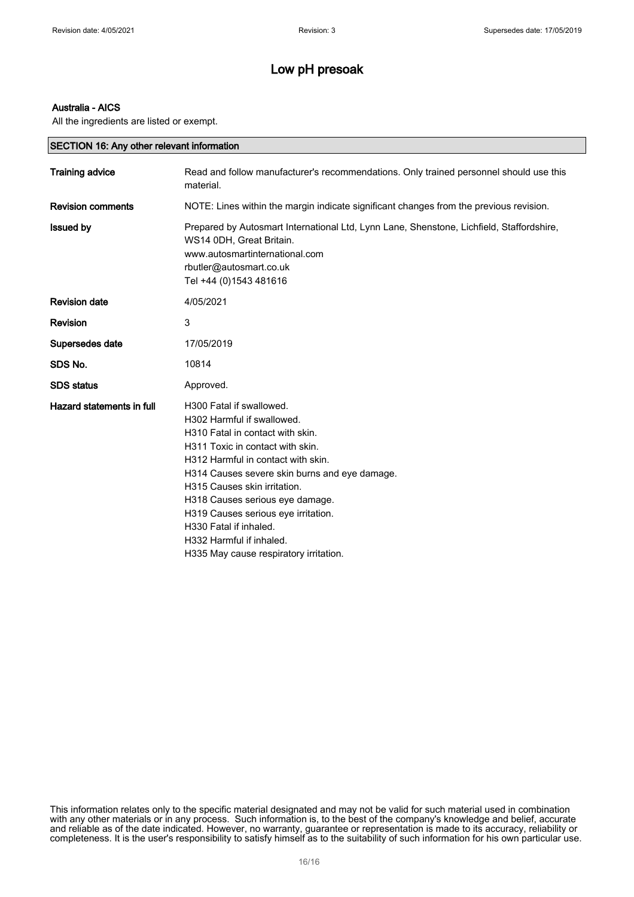# Low pH presoak

**Australia - AICS**

All the ingredients are listed or exempt.

## SECTION 16: Any other relevant information

| | |
|---|---|
| **Training advice** | Read and follow manufacturer's recommendations. Only trained personnel should use this material. |
| **Revision comments** | NOTE: Lines within the margin indicate significant changes from the previous revision. |
| **Issued by** | Prepared by Autosmart International Ltd, Lynn Lane, Shenstone, Lichfield, Staffordshire, WS14 0DH, Great Britain.<br>www.autosmartinternational.com<br>rbutler@autosmart.co.uk<br>Tel +44 (0)1543 481616 |
| **Revision date** | 4/05/2021 |
| **Revision** | 3 |
| **Supersedes date** | 17/05/2019 |
| **SDS No.** | 10814 |
| **SDS status** | Approved. |
| **Hazard statements in full** | H300 Fatal if swallowed.<br>H302 Harmful if swallowed.<br>H310 Fatal in contact with skin.<br>H311 Toxic in contact with skin.<br>H312 Harmful in contact with skin.<br>H314 Causes severe skin burns and eye damage.<br>H315 Causes skin irritation.<br>H318 Causes serious eye damage.<br>H319 Causes serious eye irritation.<br>H330 Fatal if inhaled.<br>H332 Harmful if inhaled.<br>H335 May cause respiratory irritation. |

This information relates only to the specific material designated and may not be valid for such material used in combination with any other materials or in any process. Such information is, to the best of the company's knowledge and belief, accurate and reliable as of the date indicated. However, no warranty, guarantee or representation is made to its accuracy, reliability or completeness. It is the user's responsibility to satisfy himself as to the suitability of such information for his own particular use.